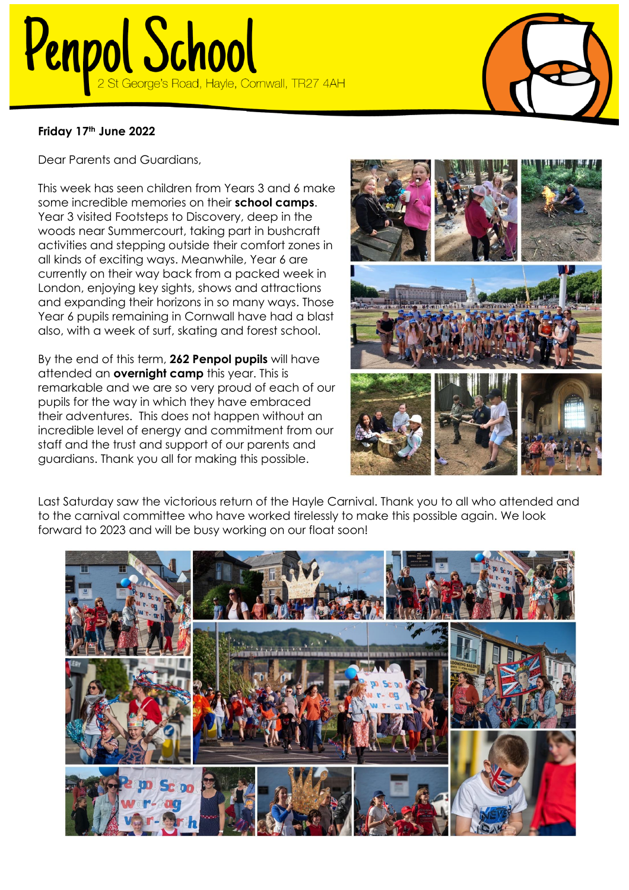# Penpol School

2 St George's Road, Hayle, Cornwall, TR27 4AH

**Friday 17th June 2022**

Dear Parents and Guardians,

This week has seen children from Years 3 and 6 make some incredible memories on their **school camps**. Year 3 visited Footsteps to Discovery, deep in the woods near Summercourt, taking part in bushcraft activities and stepping outside their comfort zones in all kinds of exciting ways. Meanwhile, Year 6 are currently on their way back from a packed week in London, enjoying key sights, shows and attractions and expanding their horizons in so many ways. Those Year 6 pupils remaining in Cornwall have had a blast also, with a week of surf, skating and forest school.

By the end of this term, **262 Penpol pupils** will have attended an **overnight camp** this year. This is remarkable and we are so very proud of each of our pupils for the way in which they have embraced their adventures. This does not happen without an incredible level of energy and commitment from our staff and the trust and support of our parents and guardians. Thank you all for making this possible.

Last Saturday saw the victorious return of the Hayle Carnival. Thank you to all who attended and to the carnival committee who have worked tirelessly to make this possible again. We look forward to 2023 and will be busy working on our float soon!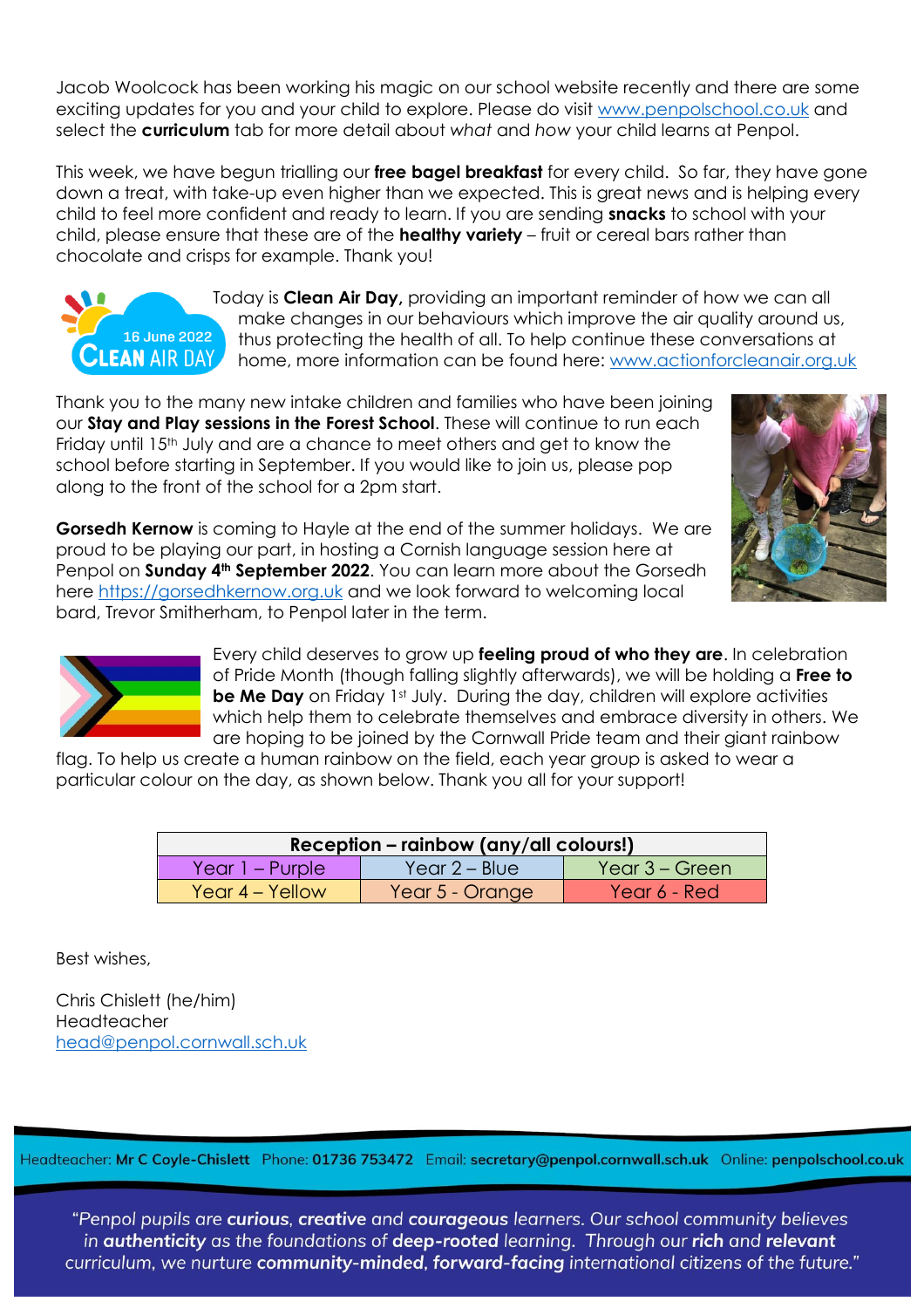Jacob Woolcock has been working his magic on our school website recently and there are some exciting updates for you and your child to explore. Please do visit www.penpolschool.co.uk and select the **curriculum** tab for more detail about *what* and *how* your child learns at Penpol.

This week, we have begun trialling our **free bagel breakfast** for every child. So far, they have gone down a treat, with take-up even higher than we expected. This is great news and is helping every child to feel more confident and ready to learn. If you are sending **snacks** to school with your child, please ensure that these are of the **healthy variety** – fruit or cereal bars rather than chocolate and crisps for example. Thank you!

16 June 2022
CLEAN AIR DAY

Today is **Clean Air Day,** providing an important reminder of how we can all make changes in our behaviours which improve the air quality around us, thus protecting the health of all. To help continue these conversations at home, more information can be found here: www.actionforcleanair.org.uk

Thank you to the many new intake children and families who have been joining our **Stay and Play sessions in the Forest School**. These will continue to run each Friday until 15th July and are a chance to meet others and get to know the school before starting in September. If you would like to join us, please pop along to the front of the school for a 2pm start.

**Gorsedh Kernow** is coming to Hayle at the end of the summer holidays. We are proud to be playing our part, in hosting a Cornish language session here at Penpol on **Sunday 4th September 2022**. You can learn more about the Gorsedh here https://gorsedhkernow.org.uk and we look forward to welcoming local bard, Trevor Smitherham, to Penpol later in the term.

Every child deserves to grow up **feeling proud of who they are**. In celebration of Pride Month (though falling slightly afterwards), we will be holding a **Free to be Me Day** on Friday 1st July. During the day, children will explore activities which help them to celebrate themselves and embrace diversity in others. We are hoping to be joined by the Cornwall Pride team and their giant rainbow flag. To help us create a human rainbow on the field, each year group is asked to wear a particular colour on the day, as shown below. Thank you all for your support!

| **Reception – rainbow (any/all colours!)** | | |
|---|---|---|
| Year 1 – Purple | Year 2 – Blue | Year 3 – Green |
| Year 4 – Yellow | Year 5 - Orange | Year 6 - Red |

Best wishes,

Chris Chislett (he/him)
Headteacher
head@penpol.cornwall.sch.uk

Headteacher: **Mr C Coyle-Chislett** Phone: **01736 753472** Email: **secretary@penpol.cornwall.sch.uk** Online: **penpolschool.co.uk**

*"Penpol pupils are **curious**, **creative** and **courageous** learners. Our school community believes in **authenticity** as the foundations of **deep-rooted** learning. Through our **rich** and **relevant** curriculum, we nurture **community-minded**, **forward-facing** international citizens of the future."*